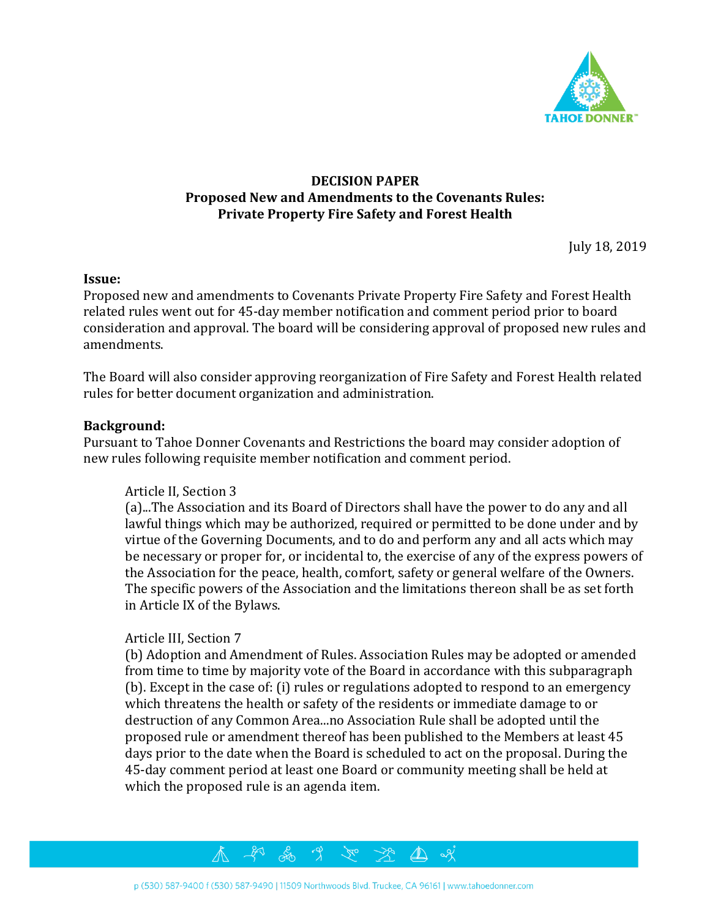**DECISION PAPER**
**Proposed New and Amendments to the Covenants Rules:**
**Private Property Fire Safety and Forest Health**

July 18, 2019

**Issue:**
Proposed new and amendments to Covenants Private Property Fire Safety and Forest Health related rules went out for 45-day member notification and comment period prior to board consideration and approval. The board will be considering approval of proposed new rules and amendments.

The Board will also consider approving reorganization of Fire Safety and Forest Health related rules for better document organization and administration.

**Background:**
Pursuant to Tahoe Donner Covenants and Restrictions the board may consider adoption of new rules following requisite member notification and comment period.

> Article II, Section 3
> (a)...The Association and its Board of Directors shall have the power to do any and all lawful things which may be authorized, required or permitted to be done under and by virtue of the Governing Documents, and to do and perform any and all acts which may be necessary or proper for, or incidental to, the exercise of any of the express powers of the Association for the peace, health, comfort, safety or general welfare of the Owners. The specific powers of the Association and the limitations thereon shall be as set forth in Article IX of the Bylaws.
>
> Article III, Section 7
> (b) Adoption and Amendment of Rules. Association Rules may be adopted or amended from time to time by majority vote of the Board in accordance with this subparagraph (b). Except in the case of: (i) rules or regulations adopted to respond to an emergency which threatens the health or safety of the residents or immediate damage to or destruction of any Common Area...no Association Rule shall be adopted until the proposed rule or amendment thereof has been published to the Members at least 45 days prior to the date when the Board is scheduled to act on the proposal. During the 45-day comment period at least one Board or community meeting shall be held at which the proposed rule is an agenda item.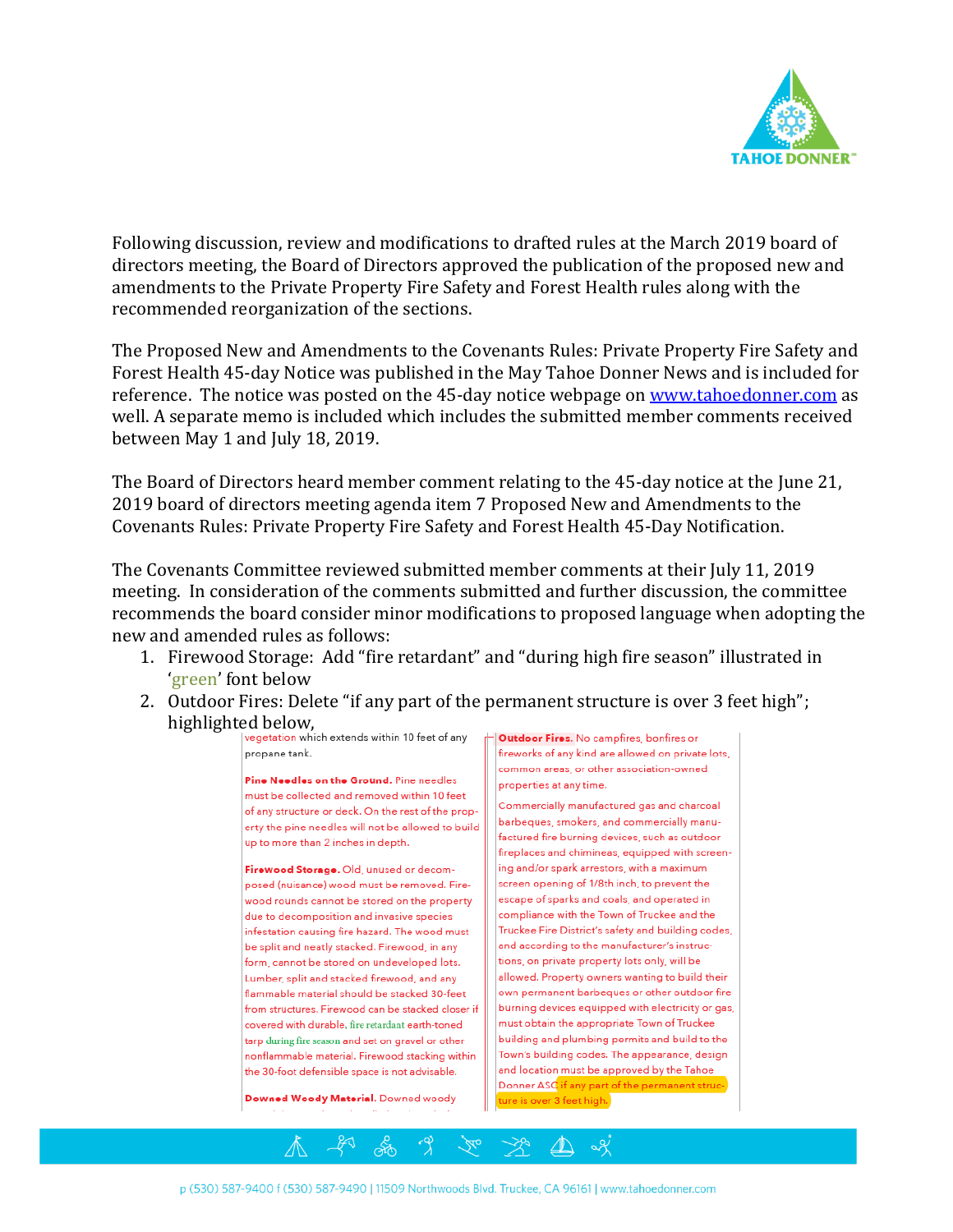Following discussion, review and modifications to drafted rules at the March 2019 board of directors meeting, the Board of Directors approved the publication of the proposed new and amendments to the Private Property Fire Safety and Forest Health rules along with the recommended reorganization of the sections.

The Proposed New and Amendments to the Covenants Rules: Private Property Fire Safety and Forest Health 45-day Notice was published in the May Tahoe Donner News and is included for reference. The notice was posted on the 45-day notice webpage on www.tahoedonner.com as well. A separate memo is included which includes the submitted member comments received between May 1 and July 18, 2019.

The Board of Directors heard member comment relating to the 45-day notice at the June 21, 2019 board of directors meeting agenda item 7 Proposed New and Amendments to the Covenants Rules: Private Property Fire Safety and Forest Health 45-Day Notification.

The Covenants Committee reviewed submitted member comments at their July 11, 2019 meeting. In consideration of the comments submitted and further discussion, the committee recommends the board consider minor modifications to proposed language when adopting the new and amended rules as follows:

1. Firewood Storage: Add "fire retardant" and "during high fire season" illustrated in 'green' font below
2. Outdoor Fires: Delete "if any part of the permanent structure is over 3 feet high"; highlighted below,

vegetation which extends within 10 feet of any propane tank.

**Pine Needles on the Ground.** Pine needles must be collected and removed within 10 feet of any structure or deck. On the rest of the property the pine needles will not be allowed to build up to more than 2 inches in depth.

**Firewood Storage.** Old, unused or decomposed (nuisance) wood must be removed. Firewood rounds cannot be stored on the property due to decomposition and invasive species infestation causing fire hazard. The wood must be split and neatly stacked. Firewood, in any form, cannot be stored on undeveloped lots. Lumber, split and stacked firewood, and any flammable material should be stacked 30-feet from structures. Firewood can be stacked closer if covered with durable, fire retardant earth-toned tarp during fire season and set on gravel or other nonflammable material. Firewood stacking within the 30-foot defensible space is not advisable.

**Downed Woody Material.** Downed woody

**Outdoor Fires.** No campfires, bonfires or fireworks of any kind are allowed on private lots, common areas, or other association-owned properties at any time.

Commercially manufactured gas and charcoal barbeques, smokers, and commercially manufactured fire burning devices, such as outdoor fireplaces and chimineas, equipped with screening and/or spark arrestors, with a maximum screen opening of 1/8th inch, to prevent the escape of sparks and coals, and operated in compliance with the Town of Truckee and the Truckee Fire District's safety and building codes, and according to the manufacturer's instructions, on private property lots only, will be allowed. Property owners wanting to build their own permanent barbeques or other outdoor fire burning devices equipped with electricity or gas, must obtain the appropriate Town of Truckee building and plumbing permits and build to the Town's building codes. The appearance, design and location must be approved by the Tahoe Donner ASC if any part of the permanent structure is over 3 feet high.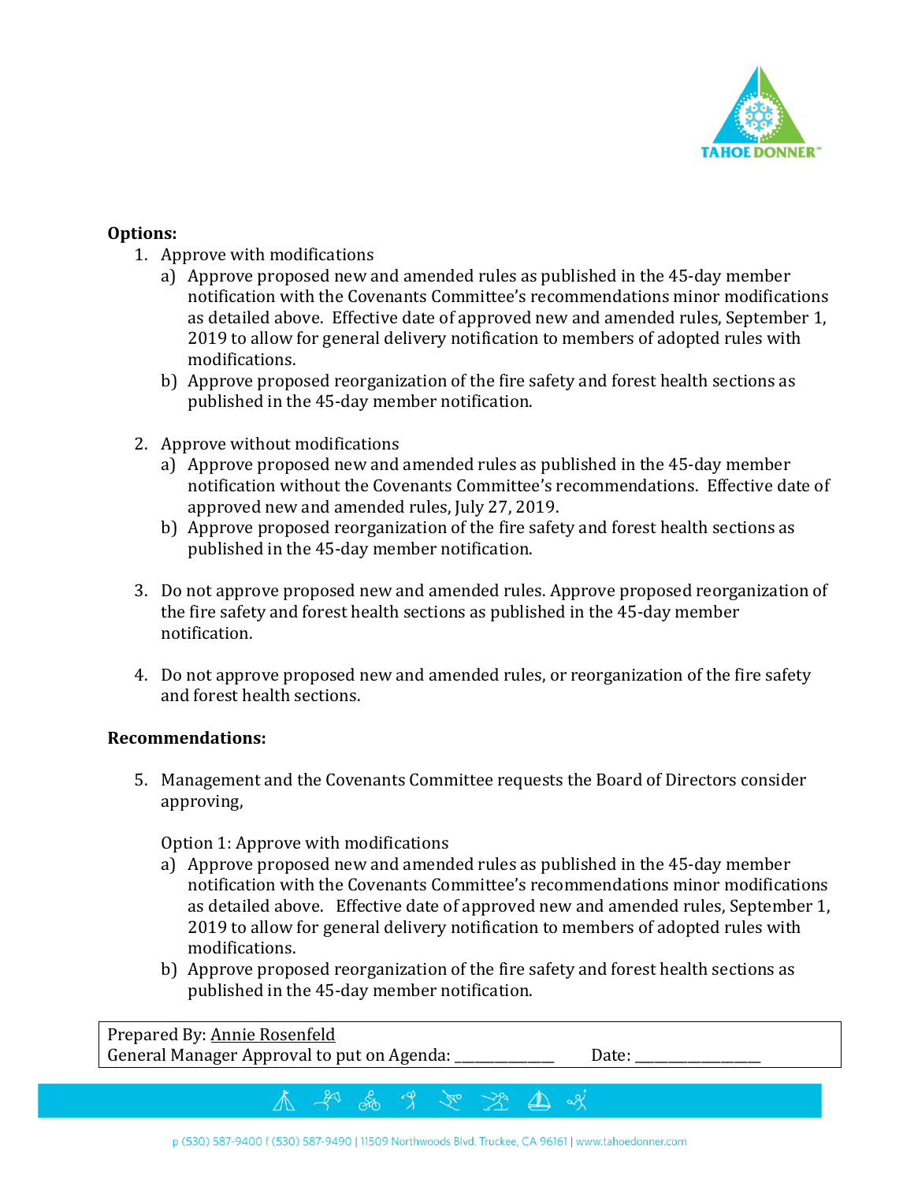**Options:**

1. Approve with modifications
   a) Approve proposed new and amended rules as published in the 45-day member notification with the Covenants Committee's recommendations minor modifications as detailed above. Effective date of approved new and amended rules, September 1, 2019 to allow for general delivery notification to members of adopted rules with modifications.
   b) Approve proposed reorganization of the fire safety and forest health sections as published in the 45-day member notification.

2. Approve without modifications
   a) Approve proposed new and amended rules as published in the 45-day member notification without the Covenants Committee's recommendations. Effective date of approved new and amended rules, July 27, 2019.
   b) Approve proposed reorganization of the fire safety and forest health sections as published in the 45-day member notification.

3. Do not approve proposed new and amended rules. Approve proposed reorganization of the fire safety and forest health sections as published in the 45-day member notification.

4. Do not approve proposed new and amended rules, or reorganization of the fire safety and forest health sections.

**Recommendations:**

5. Management and the Covenants Committee requests the Board of Directors consider approving,

   Option 1: Approve with modifications
   a) Approve proposed new and amended rules as published in the 45-day member notification with the Covenants Committee's recommendations minor modifications as detailed above. Effective date of approved new and amended rules, September 1, 2019 to allow for general delivery notification to members of adopted rules with modifications.
   b) Approve proposed reorganization of the fire safety and forest health sections as published in the 45-day member notification.

Prepared By: Annie Rosenfeld
General Manager Approval to put on Agenda: _____________ Date: ________________

p (530) 587-9400 f (530) 587-9490 | 11509 Northwoods Blvd. Truckee, CA 96161 | www.tahoedonner.com